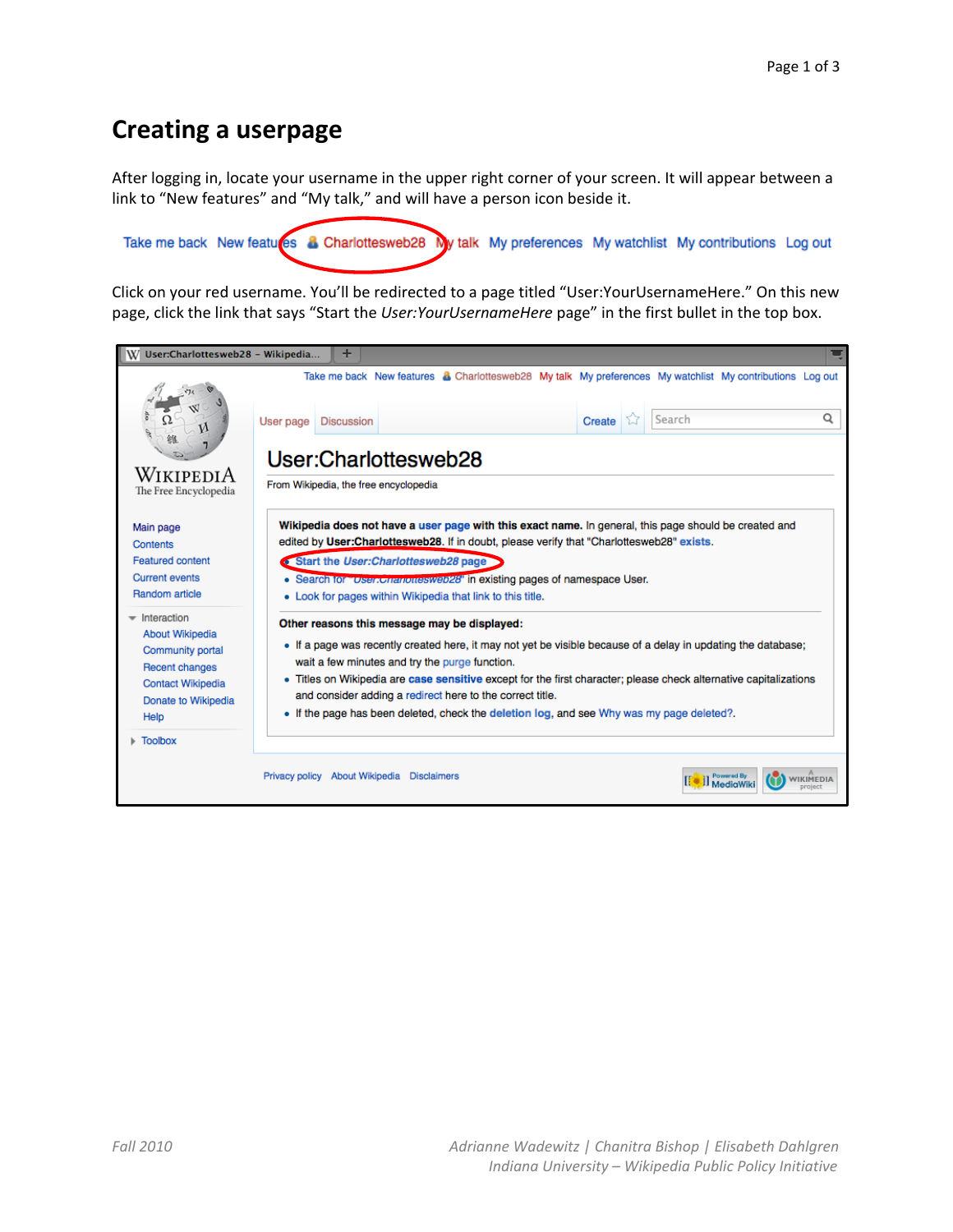# Creating a userpage

After logging in, locate your username in the upper right corner of your screen. It will appear between a link to "New features" and "My talk," and will have a person icon beside it.

Click on your red username. You'll be redirected to a page titled "User:YourUsernameHere." On this new page, click the link that says "Start the *User:YourUsernameHere* page" in the first bullet in the top box.

*Fall 2010*

*Adrianne Wadewitz | Chanitra Bishop | Elisabeth Dahlgren*
*Indiana University – Wikipedia Public Policy Initiative*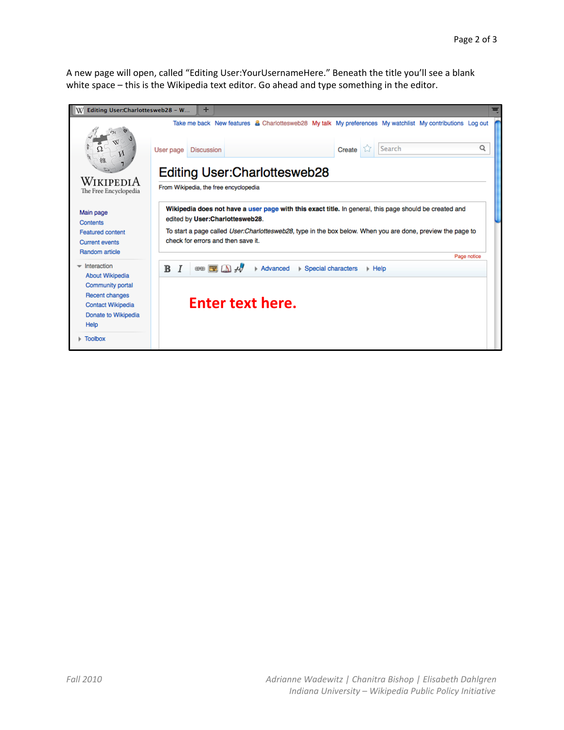A new page will open, called "Editing User:YourUsernameHere." Beneath the title you'll see a blank white space – this is the Wikipedia text editor. Go ahead and type something in the editor.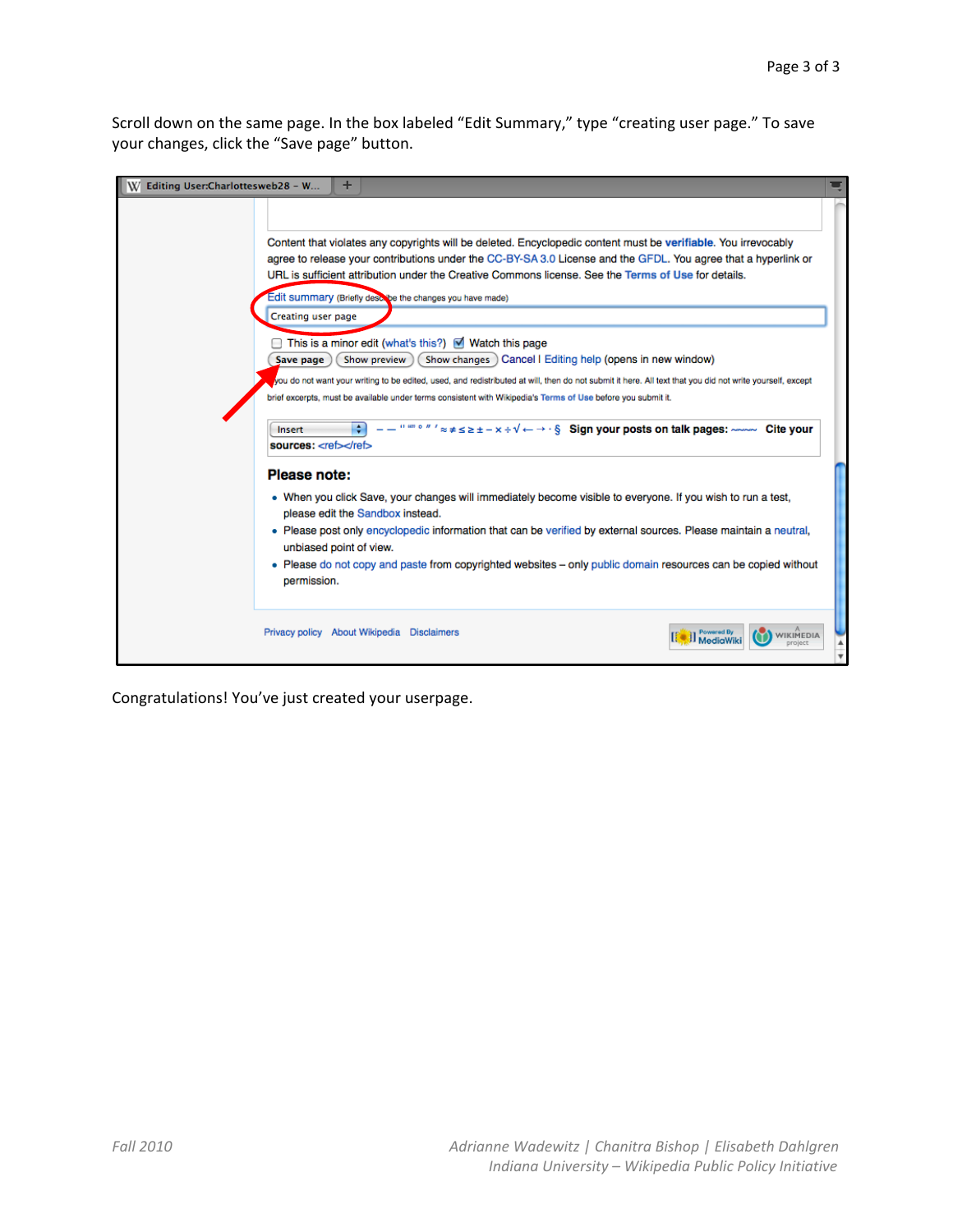Scroll down on the same page. In the box labeled "Edit Summary," type "creating user page." To save your changes, click the "Save page" button.

Congratulations! You've just created your userpage.